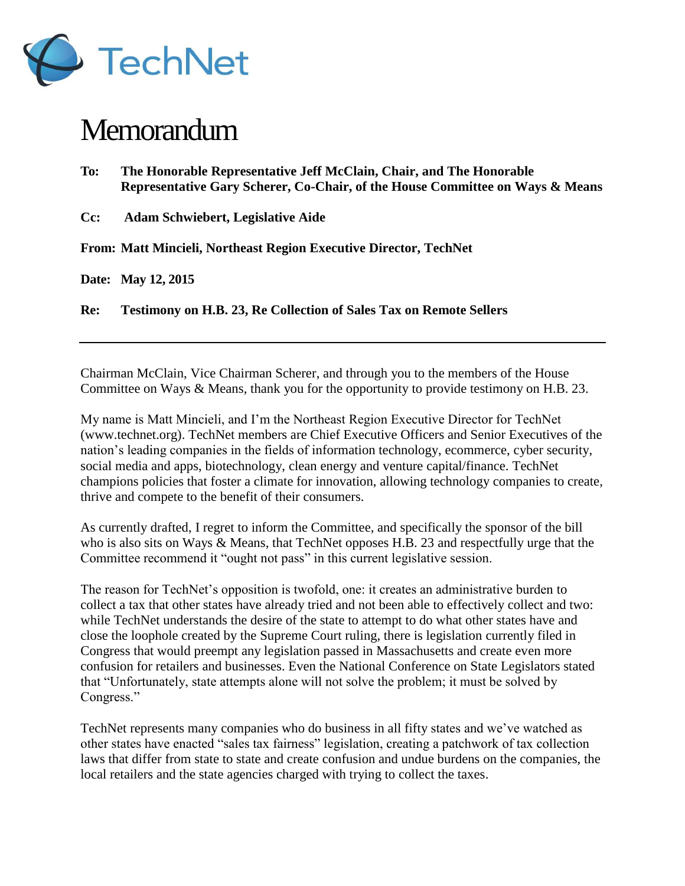TechNet

# Memorandum

**To:** **The Honorable Representative Jeff McClain, Chair, and The Honorable Representative Gary Scherer, Co-Chair, of the House Committee on Ways & Means**

**Cc:** **Adam Schwiebert, Legislative Aide**

**From:** **Matt Mincieli, Northeast Region Executive Director, TechNet**

**Date:** **May 12, 2015**

**Re:** **Testimony on H.B. 23, Re Collection of Sales Tax on Remote Sellers**

---

Chairman McClain, Vice Chairman Scherer, and through you to the members of the House Committee on Ways & Means, thank you for the opportunity to provide testimony on H.B. 23.

My name is Matt Mincieli, and I'm the Northeast Region Executive Director for TechNet (www.technet.org). TechNet members are Chief Executive Officers and Senior Executives of the nation's leading companies in the fields of information technology, ecommerce, cyber security, social media and apps, biotechnology, clean energy and venture capital/finance. TechNet champions policies that foster a climate for innovation, allowing technology companies to create, thrive and compete to the benefit of their consumers.

As currently drafted, I regret to inform the Committee, and specifically the sponsor of the bill who is also sits on Ways & Means, that TechNet opposes H.B. 23 and respectfully urge that the Committee recommend it "ought not pass" in this current legislative session.

The reason for TechNet's opposition is twofold, one: it creates an administrative burden to collect a tax that other states have already tried and not been able to effectively collect and two: while TechNet understands the desire of the state to attempt to do what other states have and close the loophole created by the Supreme Court ruling, there is legislation currently filed in Congress that would preempt any legislation passed in Massachusetts and create even more confusion for retailers and businesses. Even the National Conference on State Legislators stated that "Unfortunately, state attempts alone will not solve the problem; it must be solved by Congress."

TechNet represents many companies who do business in all fifty states and we've watched as other states have enacted "sales tax fairness" legislation, creating a patchwork of tax collection laws that differ from state to state and create confusion and undue burdens on the companies, the local retailers and the state agencies charged with trying to collect the taxes.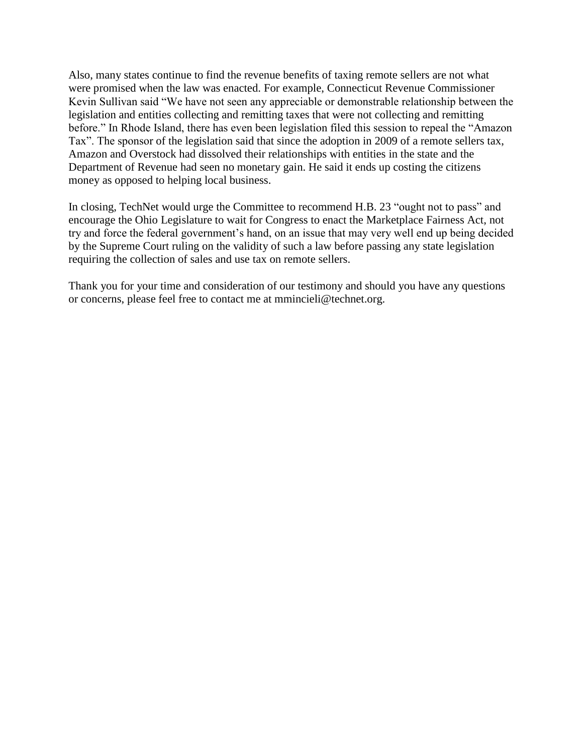Also, many states continue to find the revenue benefits of taxing remote sellers are not what were promised when the law was enacted. For example, Connecticut Revenue Commissioner Kevin Sullivan said "We have not seen any appreciable or demonstrable relationship between the legislation and entities collecting and remitting taxes that were not collecting and remitting before." In Rhode Island, there has even been legislation filed this session to repeal the "Amazon Tax". The sponsor of the legislation said that since the adoption in 2009 of a remote sellers tax, Amazon and Overstock had dissolved their relationships with entities in the state and the Department of Revenue had seen no monetary gain. He said it ends up costing the citizens money as opposed to helping local business.

In closing, TechNet would urge the Committee to recommend H.B. 23 "ought not to pass" and encourage the Ohio Legislature to wait for Congress to enact the Marketplace Fairness Act, not try and force the federal government's hand, on an issue that may very well end up being decided by the Supreme Court ruling on the validity of such a law before passing any state legislation requiring the collection of sales and use tax on remote sellers.

Thank you for your time and consideration of our testimony and should you have any questions or concerns, please feel free to contact me at mmincieli@technet.org.